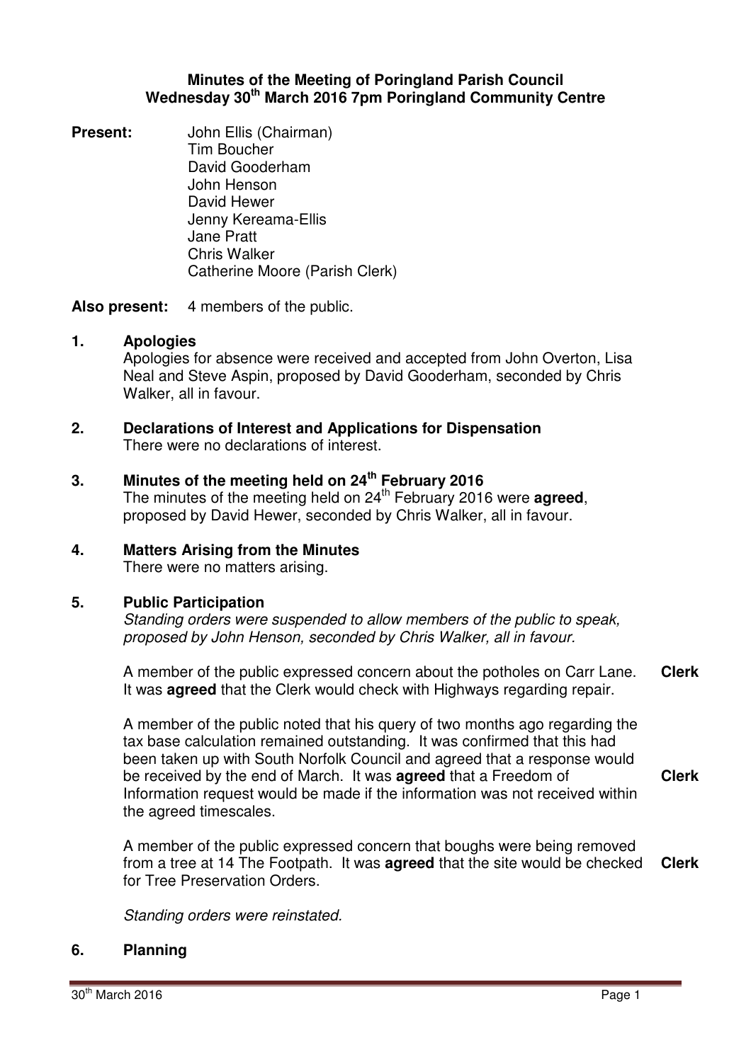**Minutes of the Meeting of Poringland Parish Council**
**Wednesday 30th March 2016 7pm Poringland Community Centre**

**Present:**
John Ellis (Chairman)
Tim Boucher
David Gooderham
John Henson
David Hewer
Jenny Kereama-Ellis
Jane Pratt
Chris Walker
Catherine Moore (Parish Clerk)

**Also present:** 4 members of the public.

**1. Apologies**

Apologies for absence were received and accepted from John Overton, Lisa Neal and Steve Aspin, proposed by David Gooderham, seconded by Chris Walker, all in favour.

**2. Declarations of Interest and Applications for Dispensation**

There were no declarations of interest.

**3. Minutes of the meeting held on 24th February 2016**

The minutes of the meeting held on 24th February 2016 were **agreed**, proposed by David Hewer, seconded by Chris Walker, all in favour.

**4. Matters Arising from the Minutes**

There were no matters arising.

**5. Public Participation**

*Standing orders were suspended to allow members of the public to speak, proposed by John Henson, seconded by Chris Walker, all in favour.*

A member of the public expressed concern about the potholes on Carr Lane. It was **agreed** that the Clerk would check with Highways regarding repair. **Clerk**

A member of the public noted that his query of two months ago regarding the tax base calculation remained outstanding. It was confirmed that this had been taken up with South Norfolk Council and agreed that a response would be received by the end of March. It was **agreed** that a Freedom of Information request would be made if the information was not received within the agreed timescales. **Clerk**

A member of the public expressed concern that boughs were being removed from a tree at 14 The Footpath. It was **agreed** that the site would be checked for Tree Preservation Orders. **Clerk**

*Standing orders were reinstated.*

**6. Planning**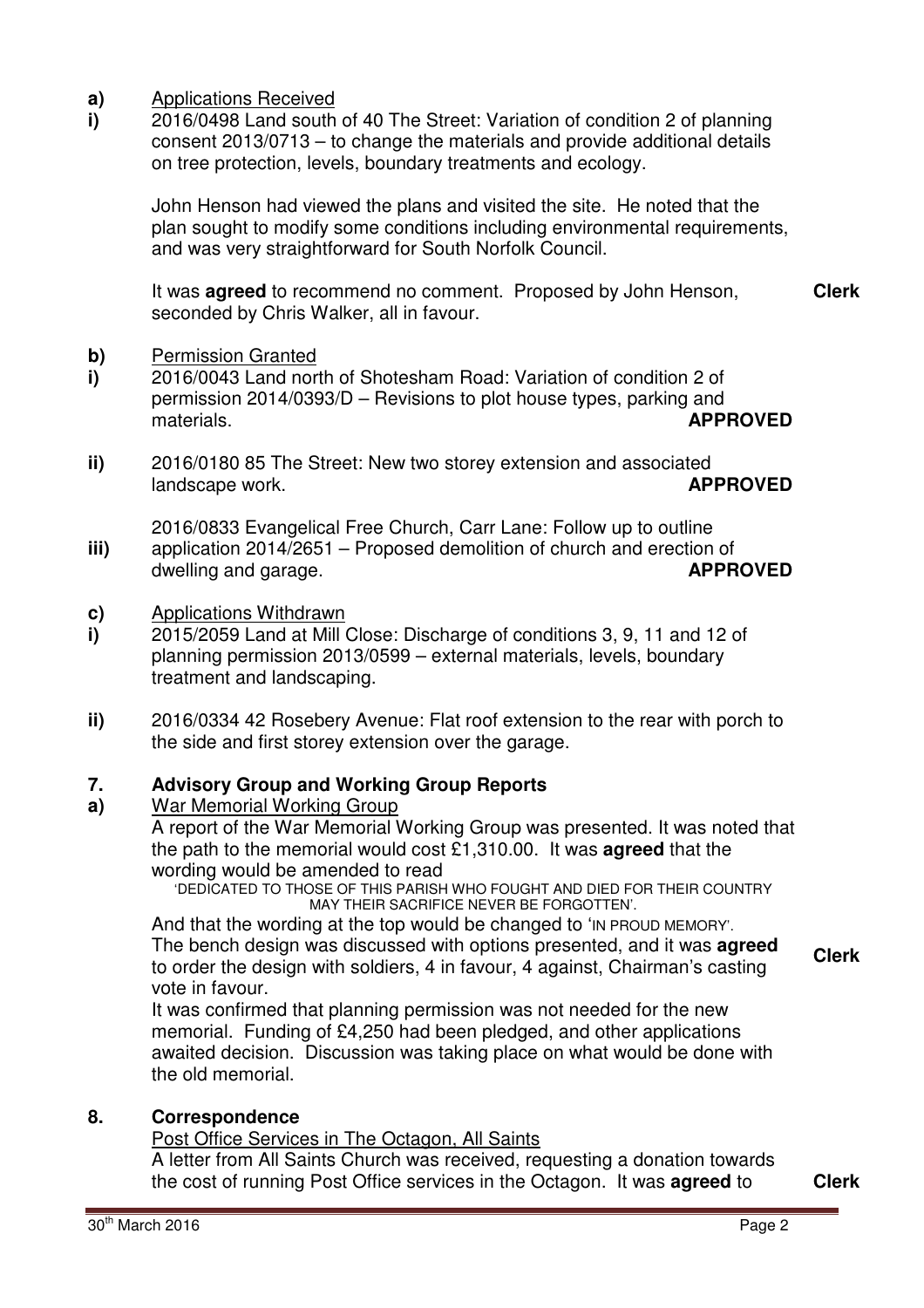**a)** Applications Received

**i)** 2016/0498 Land south of 40 The Street: Variation of condition 2 of planning consent 2013/0713 – to change the materials and provide additional details on tree protection, levels, boundary treatments and ecology.

John Henson had viewed the plans and visited the site. He noted that the plan sought to modify some conditions including environmental requirements, and was very straightforward for South Norfolk Council.

It was **agreed** to recommend no comment. Proposed by John Henson, seconded by Chris Walker, all in favour. **Clerk**

**b)** Permission Granted

**i)** 2016/0043 Land north of Shotesham Road: Variation of condition 2 of permission 2014/0393/D – Revisions to plot house types, parking and materials. **APPROVED**

**ii)** 2016/0180 85 The Street: New two storey extension and associated landscape work. **APPROVED**

**iii)** 2016/0833 Evangelical Free Church, Carr Lane: Follow up to outline application 2014/2651 – Proposed demolition of church and erection of dwelling and garage. **APPROVED**

**c)** Applications Withdrawn

**i)** 2015/2059 Land at Mill Close: Discharge of conditions 3, 9, 11 and 12 of planning permission 2013/0599 – external materials, levels, boundary treatment and landscaping.

**ii)** 2016/0334 42 Rosebery Avenue: Flat roof extension to the rear with porch to the side and first storey extension over the garage.

## 7. Advisory Group and Working Group Reports

**a)** War Memorial Working Group

A report of the War Memorial Working Group was presented. It was noted that the path to the memorial would cost £1,310.00. It was **agreed** that the wording would be amended to read

'DEDICATED TO THOSE OF THIS PARISH WHO FOUGHT AND DIED FOR THEIR COUNTRY MAY THEIR SACRIFICE NEVER BE FORGOTTEN'.

And that the wording at the top would be changed to 'IN PROUD MEMORY'.

The bench design was discussed with options presented, and it was **agreed** to order the design with soldiers, 4 in favour, 4 against, Chairman's casting vote in favour. **Clerk**

It was confirmed that planning permission was not needed for the new memorial. Funding of £4,250 had been pledged, and other applications awaited decision. Discussion was taking place on what would be done with the old memorial.

## 8. Correspondence

Post Office Services in The Octagon, All Saints

A letter from All Saints Church was received, requesting a donation towards the cost of running Post Office services in the Octagon. It was **agreed** to **Clerk**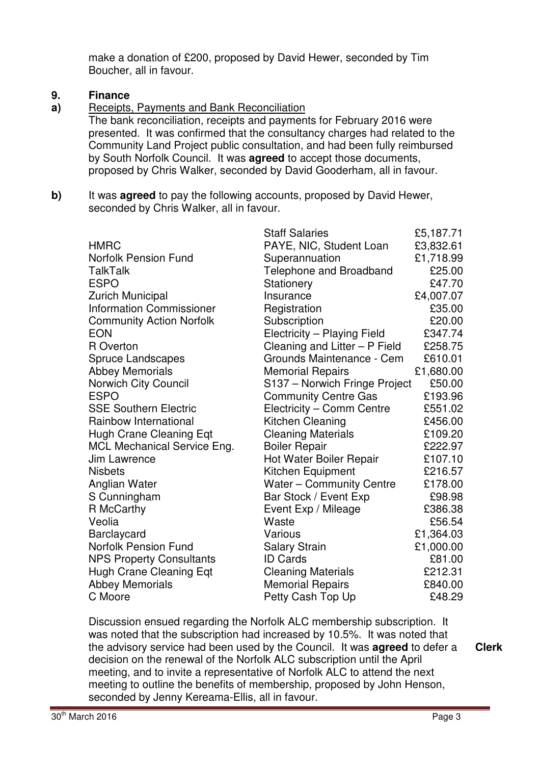make a donation of £200, proposed by David Hewer, seconded by Tim Boucher, all in favour.

## 9. Finance

**a)** Receipts, Payments and Bank Reconciliation

The bank reconciliation, receipts and payments for February 2016 were presented. It was confirmed that the consultancy charges had related to the Community Land Project public consultation, and had been fully reimbursed by South Norfolk Council. It was **agreed** to accept those documents, proposed by Chris Walker, seconded by David Gooderham, all in favour.

**b)** It was **agreed** to pay the following accounts, proposed by David Hewer, seconded by Chris Walker, all in favour.

| | | |
|---|---|---|
| | Staff Salaries | £5,187.71 |
| HMRC | PAYE, NIC, Student Loan | £3,832.61 |
| Norfolk Pension Fund | Superannuation | £1,718.99 |
| TalkTalk | Telephone and Broadband | £25.00 |
| ESPO | Stationery | £47.70 |
| Zurich Municipal | Insurance | £4,007.07 |
| Information Commissioner | Registration | £35.00 |
| Community Action Norfolk | Subscription | £20.00 |
| EON | Electricity – Playing Field | £347.74 |
| R Overton | Cleaning and Litter – P Field | £258.75 |
| Spruce Landscapes | Grounds Maintenance - Cem | £610.01 |
| Abbey Memorials | Memorial Repairs | £1,680.00 |
| Norwich City Council | S137 – Norwich Fringe Project | £50.00 |
| ESPO | Community Centre Gas | £193.96 |
| SSE Southern Electric | Electricity – Comm Centre | £551.02 |
| Rainbow International | Kitchen Cleaning | £456.00 |
| Hugh Crane Cleaning Eqt | Cleaning Materials | £109.20 |
| MCL Mechanical Service Eng. | Boiler Repair | £222.97 |
| Jim Lawrence | Hot Water Boiler Repair | £107.10 |
| Nisbets | Kitchen Equipment | £216.57 |
| Anglian Water | Water – Community Centre | £178.00 |
| S Cunningham | Bar Stock / Event Exp | £98.98 |
| R McCarthy | Event Exp / Mileage | £386.38 |
| Veolia | Waste | £56.54 |
| Barclaycard | Various | £1,364.03 |
| Norfolk Pension Fund | Salary Strain | £1,000.00 |
| NPS Property Consultants | ID Cards | £81.00 |
| Hugh Crane Cleaning Eqt | Cleaning Materials | £212.31 |
| Abbey Memorials | Memorial Repairs | £840.00 |
| C Moore | Petty Cash Top Up | £48.29 |

Discussion ensued regarding the Norfolk ALC membership subscription. It was noted that the subscription had increased by 10.5%. It was noted that the advisory service had been used by the Council. It was **agreed** to defer a decision on the renewal of the Norfolk ALC subscription until the April meeting, and to invite a representative of Norfolk ALC to attend the next meeting to outline the benefits of membership, proposed by John Henson, seconded by Jenny Kereama-Ellis, all in favour. **Clerk**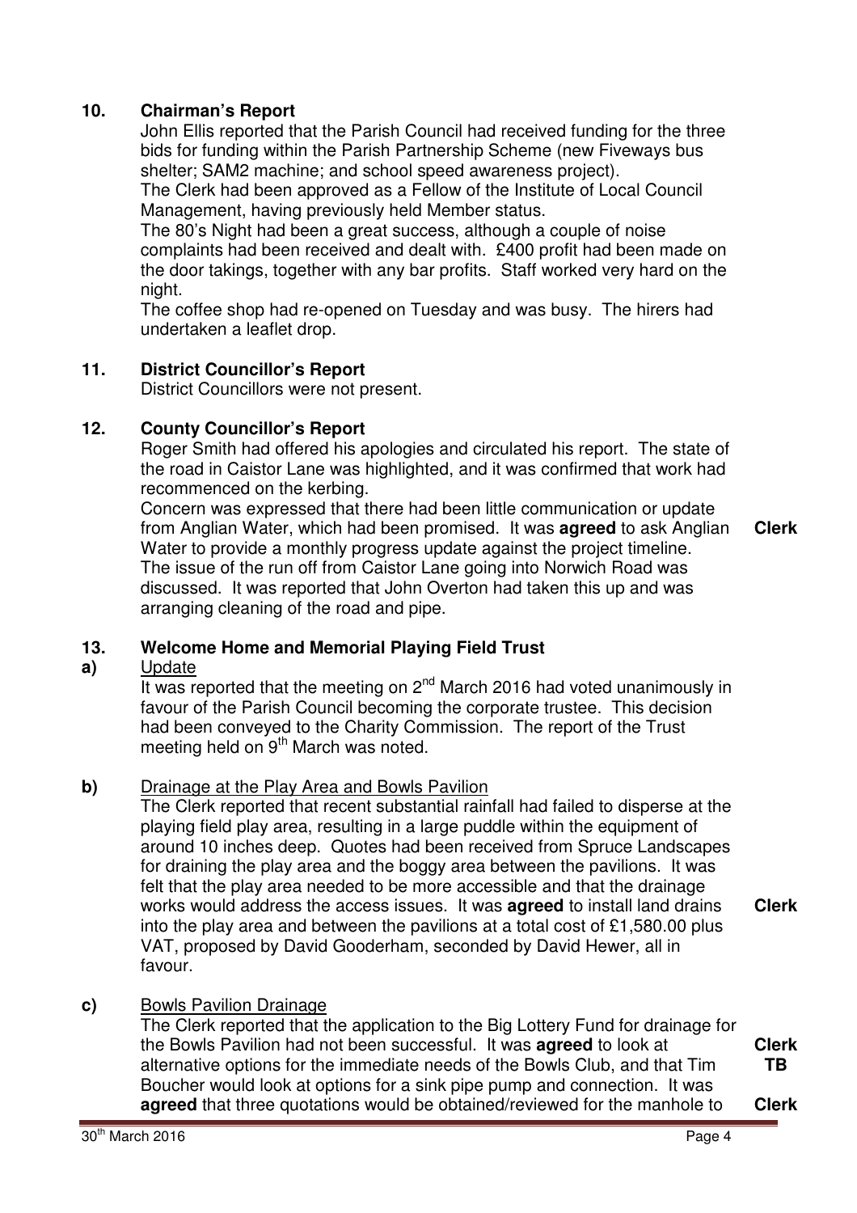## 10. Chairman's Report

John Ellis reported that the Parish Council had received funding for the three bids for funding within the Parish Partnership Scheme (new Fiveways bus shelter; SAM2 machine; and school speed awareness project).

The Clerk had been approved as a Fellow of the Institute of Local Council Management, having previously held Member status.

The 80's Night had been a great success, although a couple of noise complaints had been received and dealt with. £400 profit had been made on the door takings, together with any bar profits. Staff worked very hard on the night.

The coffee shop had re-opened on Tuesday and was busy. The hirers had undertaken a leaflet drop.

## 11. District Councillor's Report

District Councillors were not present.

## 12. County Councillor's Report

Roger Smith had offered his apologies and circulated his report. The state of the road in Caistor Lane was highlighted, and it was confirmed that work had recommenced on the kerbing.

Concern was expressed that there had been little communication or update from Anglian Water, which had been promised. It was **agreed** to ask Anglian Water to provide a monthly progress update against the project timeline. **Clerk**

The issue of the run off from Caistor Lane going into Norwich Road was discussed. It was reported that John Overton had taken this up and was arranging cleaning of the road and pipe.

## 13. Welcome Home and Memorial Playing Field Trust

**a)** Update

It was reported that the meeting on 2nd March 2016 had voted unanimously in favour of the Parish Council becoming the corporate trustee. This decision had been conveyed to the Charity Commission. The report of the Trust meeting held on 9th March was noted.

**b)** Drainage at the Play Area and Bowls Pavilion

The Clerk reported that recent substantial rainfall had failed to disperse at the playing field play area, resulting in a large puddle within the equipment of around 10 inches deep. Quotes had been received from Spruce Landscapes for draining the play area and the boggy area between the pavilions. It was felt that the play area needed to be more accessible and that the drainage works would address the access issues. It was **agreed** to install land drains into the play area and between the pavilions at a total cost of £1,580.00 plus VAT, proposed by David Gooderham, seconded by David Hewer, all in favour. **Clerk**

**c)** Bowls Pavilion Drainage

The Clerk reported that the application to the Big Lottery Fund for drainage for the Bowls Pavilion had not been successful. It was **agreed** to look at alternative options for the immediate needs of the Bowls Club, and that Tim Boucher would look at options for a sink pipe pump and connection. It was **agreed** that three quotations would be obtained/reviewed for the manhole to **Clerk** **TB** **Clerk**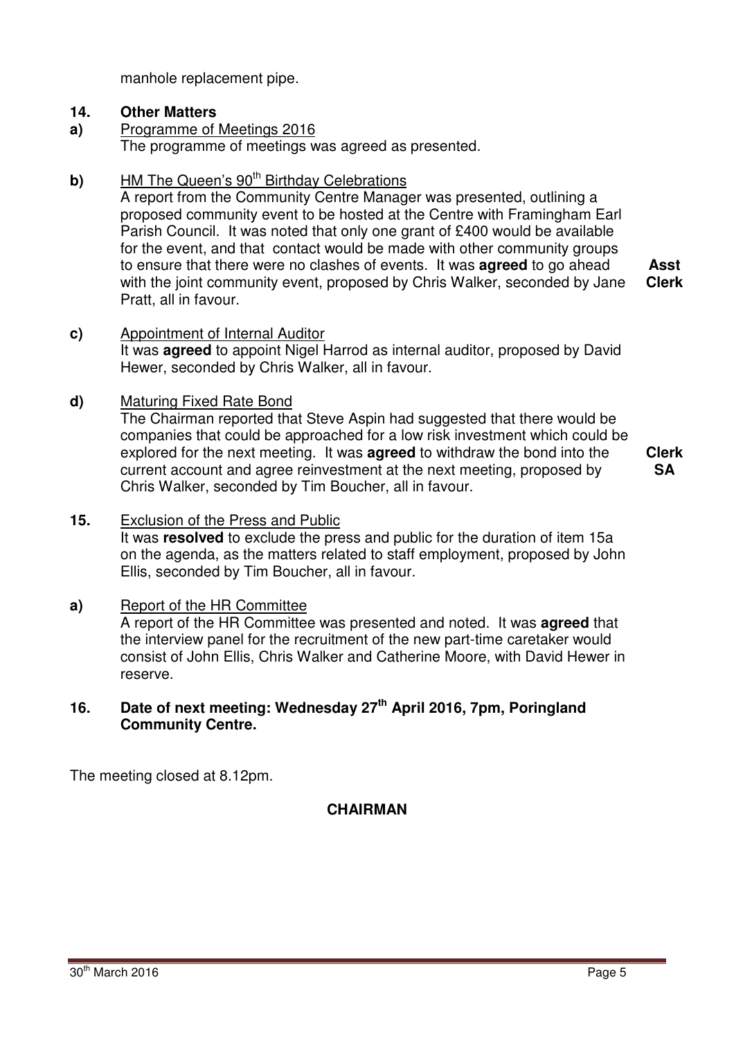manhole replacement pipe.

**14. Other Matters**

**a)** Programme of Meetings 2016

The programme of meetings was agreed as presented.

**b)** HM The Queen's 90th Birthday Celebrations

A report from the Community Centre Manager was presented, outlining a proposed community event to be hosted at the Centre with Framingham Earl Parish Council. It was noted that only one grant of £400 would be available for the event, and that contact would be made with other community groups to ensure that there were no clashes of events. It was **agreed** to go ahead with the joint community event, proposed by Chris Walker, seconded by Jane Pratt, all in favour. **Asst Clerk**

**c)** Appointment of Internal Auditor

It was **agreed** to appoint Nigel Harrod as internal auditor, proposed by David Hewer, seconded by Chris Walker, all in favour.

**d)** Maturing Fixed Rate Bond

The Chairman reported that Steve Aspin had suggested that there would be companies that could be approached for a low risk investment which could be explored for the next meeting. It was **agreed** to withdraw the bond into the current account and agree reinvestment at the next meeting, proposed by Chris Walker, seconded by Tim Boucher, all in favour. **Clerk SA**

**15.** Exclusion of the Press and Public

It was **resolved** to exclude the press and public for the duration of item 15a on the agenda, as the matters related to staff employment, proposed by John Ellis, seconded by Tim Boucher, all in favour.

**a)** Report of the HR Committee

A report of the HR Committee was presented and noted. It was **agreed** that the interview panel for the recruitment of the new part-time caretaker would consist of John Ellis, Chris Walker and Catherine Moore, with David Hewer in reserve.

**16. Date of next meeting: Wednesday 27th April 2016, 7pm, Poringland Community Centre.**

The meeting closed at 8.12pm.

**CHAIRMAN**